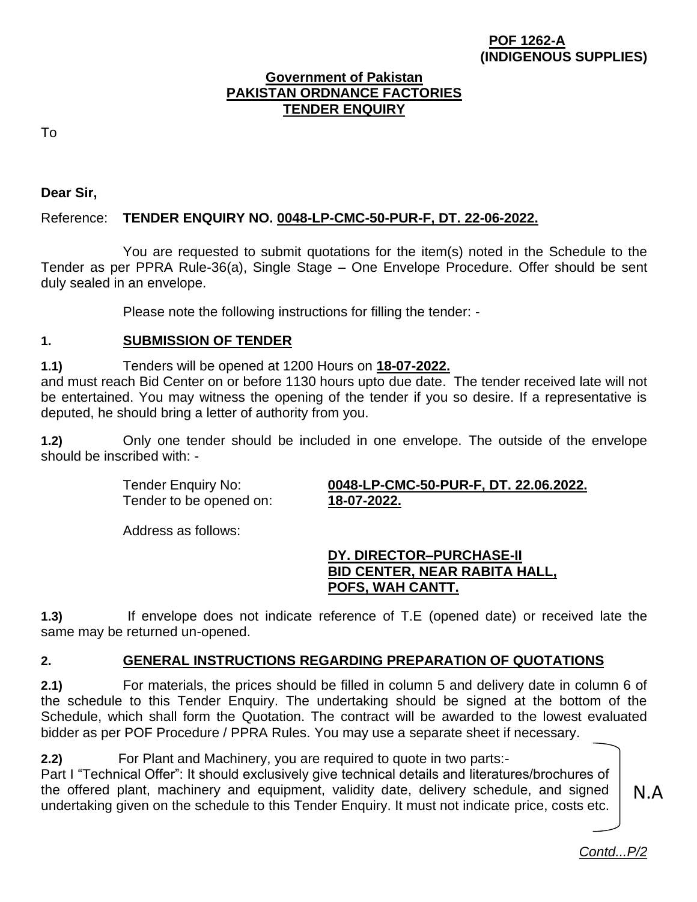**POF 1262-A**
**(INDIGENOUS SUPPLIES)**

**Government of Pakistan**
**PAKISTAN ORDNANCE FACTORIES**
**TENDER ENQUIRY**

To

**Dear Sir,**

Reference: **TENDER ENQUIRY NO. 0048-LP-CMC-50-PUR-F, DT. 22-06-2022.**

You are requested to submit quotations for the item(s) noted in the Schedule to the Tender as per PPRA Rule-36(a), Single Stage – One Envelope Procedure. Offer should be sent duly sealed in an envelope.

Please note the following instructions for filling the tender: -

## 1. SUBMISSION OF TENDER

**1.1)** Tenders will be opened at 1200 Hours on **18-07-2022.** and must reach Bid Center on or before 1130 hours upto due date. The tender received late will not be entertained. You may witness the opening of the tender if you so desire. If a representative is deputed, he should bring a letter of authority from you.

**1.2)** Only one tender should be included in one envelope. The outside of the envelope should be inscribed with: -

Tender Enquiry No: **0048-LP-CMC-50-PUR-F, DT. 22.06.2022.**
Tender to be opened on: **18-07-2022.**

Address as follows:

**DY. DIRECTOR–PURCHASE-II**
**BID CENTER, NEAR RABITA HALL,**
**POFS, WAH CANTT.**

**1.3)** If envelope does not indicate reference of T.E (opened date) or received late the same may be returned un-opened.

## 2. GENERAL INSTRUCTIONS REGARDING PREPARATION OF QUOTATIONS

**2.1)** For materials, the prices should be filled in column 5 and delivery date in column 6 of the schedule to this Tender Enquiry. The undertaking should be signed at the bottom of the Schedule, which shall form the Quotation. The contract will be awarded to the lowest evaluated bidder as per POF Procedure / PPRA Rules. You may use a separate sheet if necessary.

**2.2)** For Plant and Machinery, you are required to quote in two parts:-
Part I "Technical Offer": It should exclusively give technical details and literatures/brochures of the offered plant, machinery and equipment, validity date, delivery schedule, and signed undertaking given on the schedule to this Tender Enquiry. It must not indicate price, costs etc.

N.A

*Contd...P/2*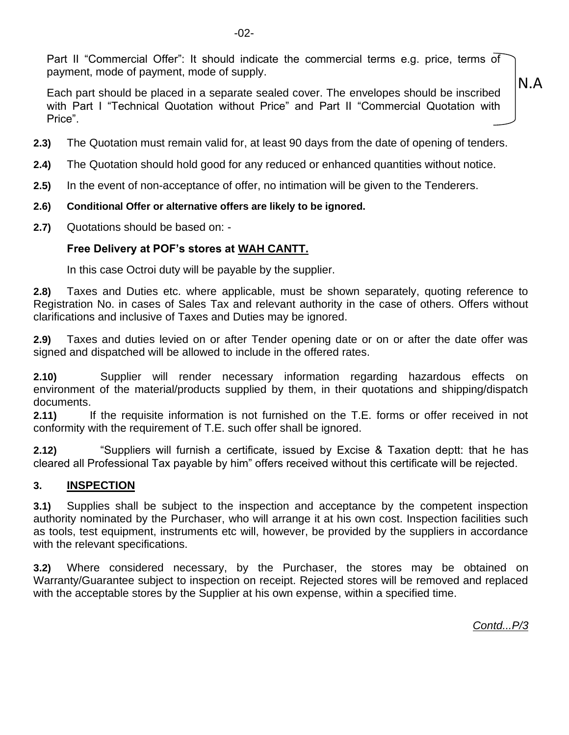Part II "Commercial Offer": It should indicate the commercial terms e.g. price, terms of payment, mode of payment, mode of supply.

Each part should be placed in a separate sealed cover. The envelopes should be inscribed with Part I "Technical Quotation without Price" and Part II "Commercial Quotation with Price".

N.A

**2.3)** The Quotation must remain valid for, at least 90 days from the date of opening of tenders.

**2.4)** The Quotation should hold good for any reduced or enhanced quantities without notice.

**2.5)** In the event of non-acceptance of offer, no intimation will be given to the Tenderers.

**2.6) Conditional Offer or alternative offers are likely to be ignored.**

**2.7)** Quotations should be based on: -

**Free Delivery at POF's stores at <u>WAH CANTT.</u>**

In this case Octroi duty will be payable by the supplier.

**2.8)** Taxes and Duties etc. where applicable, must be shown separately, quoting reference to Registration No. in cases of Sales Tax and relevant authority in the case of others. Offers without clarifications and inclusive of Taxes and Duties may be ignored.

**2.9)** Taxes and duties levied on or after Tender opening date or on or after the date offer was signed and dispatched will be allowed to include in the offered rates.

**2.10)** Supplier will render necessary information regarding hazardous effects on environment of the material/products supplied by them, in their quotations and shipping/dispatch documents.

**2.11)** If the requisite information is not furnished on the T.E. forms or offer received in not conformity with the requirement of T.E. such offer shall be ignored.

**2.12)** "Suppliers will furnish a certificate, issued by Excise & Taxation deptt: that he has cleared all Professional Tax payable by him" offers received without this certificate will be rejected.

## 3. <u>INSPECTION</u>

**3.1)** Supplies shall be subject to the inspection and acceptance by the competent inspection authority nominated by the Purchaser, who will arrange it at his own cost. Inspection facilities such as tools, test equipment, instruments etc will, however, be provided by the suppliers in accordance with the relevant specifications.

**3.2)** Where considered necessary, by the Purchaser, the stores may be obtained on Warranty/Guarantee subject to inspection on receipt. Rejected stores will be removed and replaced with the acceptable stores by the Supplier at his own expense, within a specified time.

*<u>Contd...P/3</u>*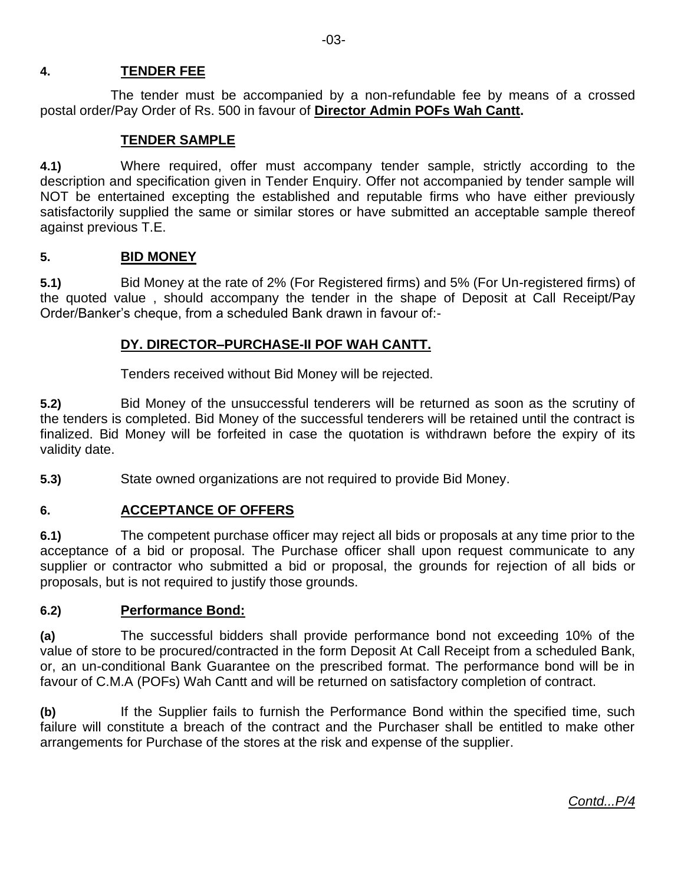## 4. TENDER FEE

The tender must be accompanied by a non-refundable fee by means of a crossed postal order/Pay Order of Rs. 500 in favour of **Director Admin POFs Wah Cantt.**

### TENDER SAMPLE

**4.1)** Where required, offer must accompany tender sample, strictly according to the description and specification given in Tender Enquiry. Offer not accompanied by tender sample will NOT be entertained excepting the established and reputable firms who have either previously satisfactorily supplied the same or similar stores or have submitted an acceptable sample thereof against previous T.E.

## 5. BID MONEY

**5.1)** Bid Money at the rate of 2% (For Registered firms) and 5% (For Un-registered firms) of the quoted value , should accompany the tender in the shape of Deposit at Call Receipt/Pay Order/Banker's cheque, from a scheduled Bank drawn in favour of:-

**DY. DIRECTOR–PURCHASE-II POF WAH CANTT.**

Tenders received without Bid Money will be rejected.

**5.2)** Bid Money of the unsuccessful tenderers will be returned as soon as the scrutiny of the tenders is completed. Bid Money of the successful tenderers will be retained until the contract is finalized. Bid Money will be forfeited in case the quotation is withdrawn before the expiry of its validity date.

**5.3)** State owned organizations are not required to provide Bid Money.

## 6. ACCEPTANCE OF OFFERS

**6.1)** The competent purchase officer may reject all bids or proposals at any time prior to the acceptance of a bid or proposal. The Purchase officer shall upon request communicate to any supplier or contractor who submitted a bid or proposal, the grounds for rejection of all bids or proposals, but is not required to justify those grounds.

### 6.2) Performance Bond:

**(a)** The successful bidders shall provide performance bond not exceeding 10% of the value of store to be procured/contracted in the form Deposit At Call Receipt from a scheduled Bank, or, an un-conditional Bank Guarantee on the prescribed format. The performance bond will be in favour of C.M.A (POFs) Wah Cantt and will be returned on satisfactory completion of contract.

**(b)** If the Supplier fails to furnish the Performance Bond within the specified time, such failure will constitute a breach of the contract and the Purchaser shall be entitled to make other arrangements for Purchase of the stores at the risk and expense of the supplier.

*Contd...P/4*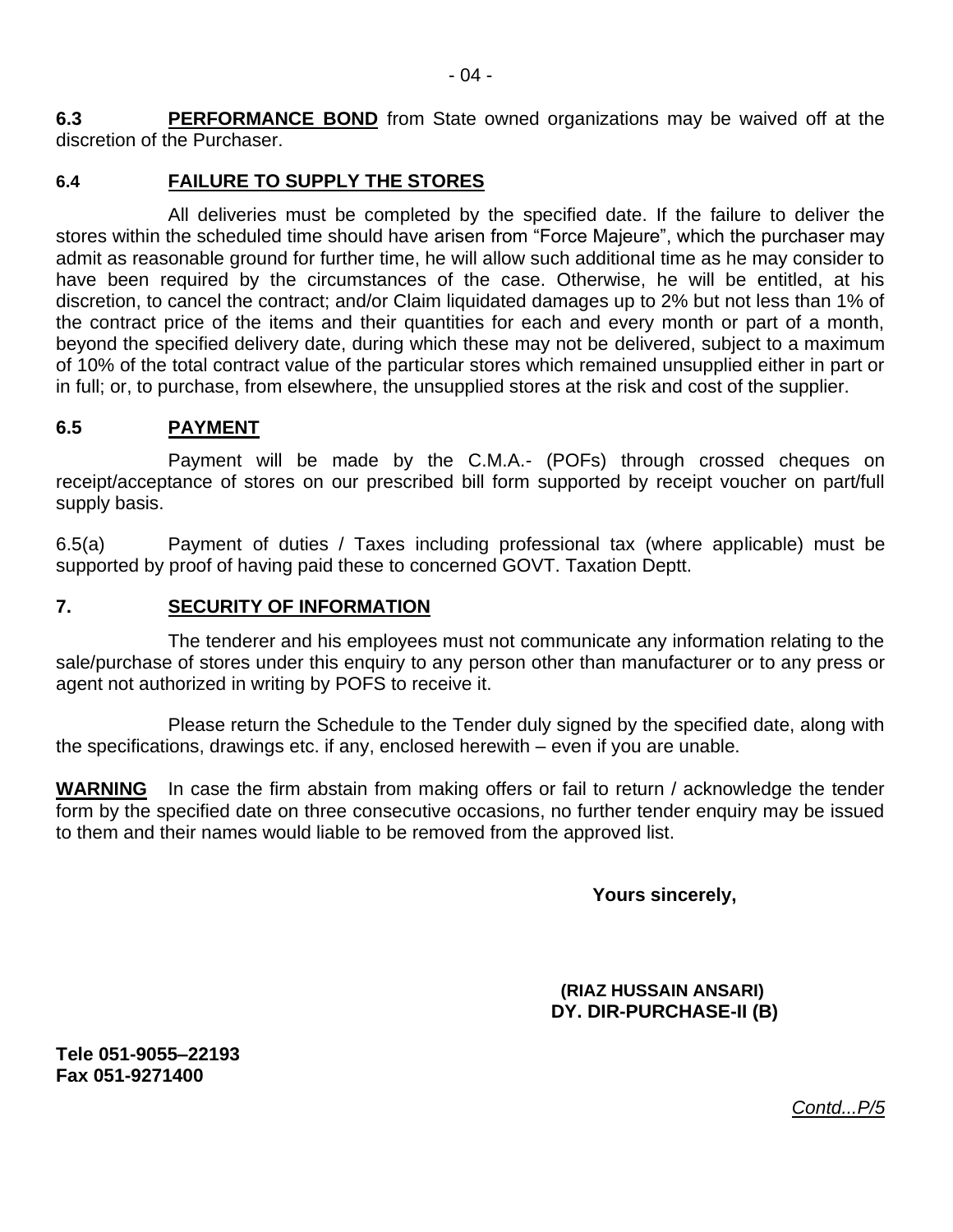**6.3** **PERFORMANCE BOND** from State owned organizations may be waived off at the discretion of the Purchaser.

**6.4** **FAILURE TO SUPPLY THE STORES**

All deliveries must be completed by the specified date. If the failure to deliver the stores within the scheduled time should have arisen from "Force Majeure", which the purchaser may admit as reasonable ground for further time, he will allow such additional time as he may consider to have been required by the circumstances of the case. Otherwise, he will be entitled, at his discretion, to cancel the contract; and/or Claim liquidated damages up to 2% but not less than 1% of the contract price of the items and their quantities for each and every month or part of a month, beyond the specified delivery date, during which these may not be delivered, subject to a maximum of 10% of the total contract value of the particular stores which remained unsupplied either in part or in full; or, to purchase, from elsewhere, the unsupplied stores at the risk and cost of the supplier.

**6.5** **PAYMENT**

Payment will be made by the C.M.A.- (POFs) through crossed cheques on receipt/acceptance of stores on our prescribed bill form supported by receipt voucher on part/full supply basis.

6.5(a) Payment of duties / Taxes including professional tax (where applicable) must be supported by proof of having paid these to concerned GOVT. Taxation Deptt.

**7.** **SECURITY OF INFORMATION**

The tenderer and his employees must not communicate any information relating to the sale/purchase of stores under this enquiry to any person other than manufacturer or to any press or agent not authorized in writing by POFS to receive it.

Please return the Schedule to the Tender duly signed by the specified date, along with the specifications, drawings etc. if any, enclosed herewith – even if you are unable.

**WARNING** In case the firm abstain from making offers or fail to return / acknowledge the tender form by the specified date on three consecutive occasions, no further tender enquiry may be issued to them and their names would liable to be removed from the approved list.

**Yours sincerely,**

**(RIAZ HUSSAIN ANSARI)**
**DY. DIR-PURCHASE-II (B)**

**Tele 051-9055–22193**
**Fax 051-9271400**

*Contd...P/5*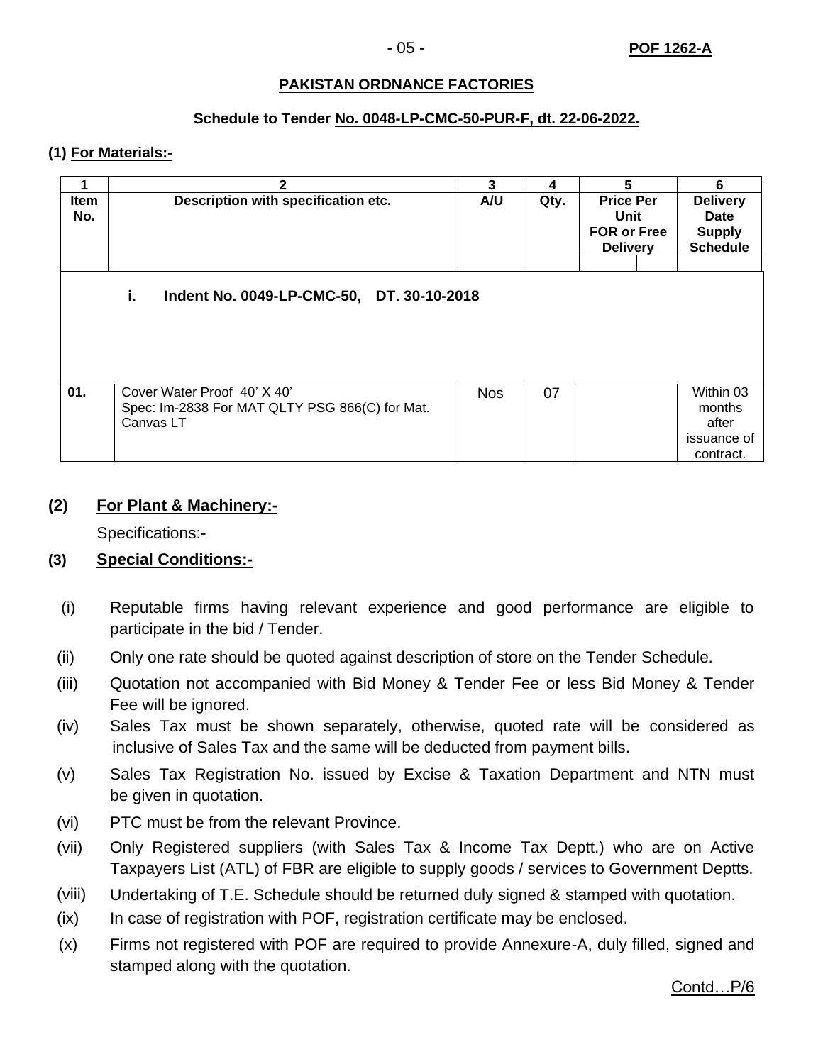POF 1262-A

**PAKISTAN ORDNANCE FACTORIES**

**Schedule to Tender No. 0048-LP-CMC-50-PUR-F, dt. 22-06-2022.**

**(1) For Materials:-**

| 1 | 2 | 3 | 4 | 5 | 6 |
|---|---|---|---|---|---|
| **Item No.** | **Description with specification etc.** | **A/U** | **Qty.** | **Price Per Unit FOR or Free Delivery** | **Delivery Date Supply Schedule** |
| | **i. Indent No. 0049-LP-CMC-50, DT. 30-10-2018** | | | | |
| **01.** | Cover Water Proof 40' X 40' Spec: Im-2838 For MAT QLTY PSG 866(C) for Mat. Canvas LT | Nos | 07 | | Within 03 months after issuance of contract. |

## (2) For Plant & Machinery:-

Specifications:-

## (3) Special Conditions:-

(i) Reputable firms having relevant experience and good performance are eligible to participate in the bid / Tender.

(ii) Only one rate should be quoted against description of store on the Tender Schedule.

(iii) Quotation not accompanied with Bid Money & Tender Fee or less Bid Money & Tender Fee will be ignored.

(iv) Sales Tax must be shown separately, otherwise, quoted rate will be considered as inclusive of Sales Tax and the same will be deducted from payment bills.

(v) Sales Tax Registration No. issued by Excise & Taxation Department and NTN must be given in quotation.

(vi) PTC must be from the relevant Province.

(vii) Only Registered suppliers (with Sales Tax & Income Tax Deptt.) who are on Active Taxpayers List (ATL) of FBR are eligible to supply goods / services to Government Deptts.

(viii) Undertaking of T.E. Schedule should be returned duly signed & stamped with quotation.

(ix) In case of registration with POF, registration certificate may be enclosed.

(x) Firms not registered with POF are required to provide Annexure-A, duly filled, signed and stamped along with the quotation.

Contd…P/6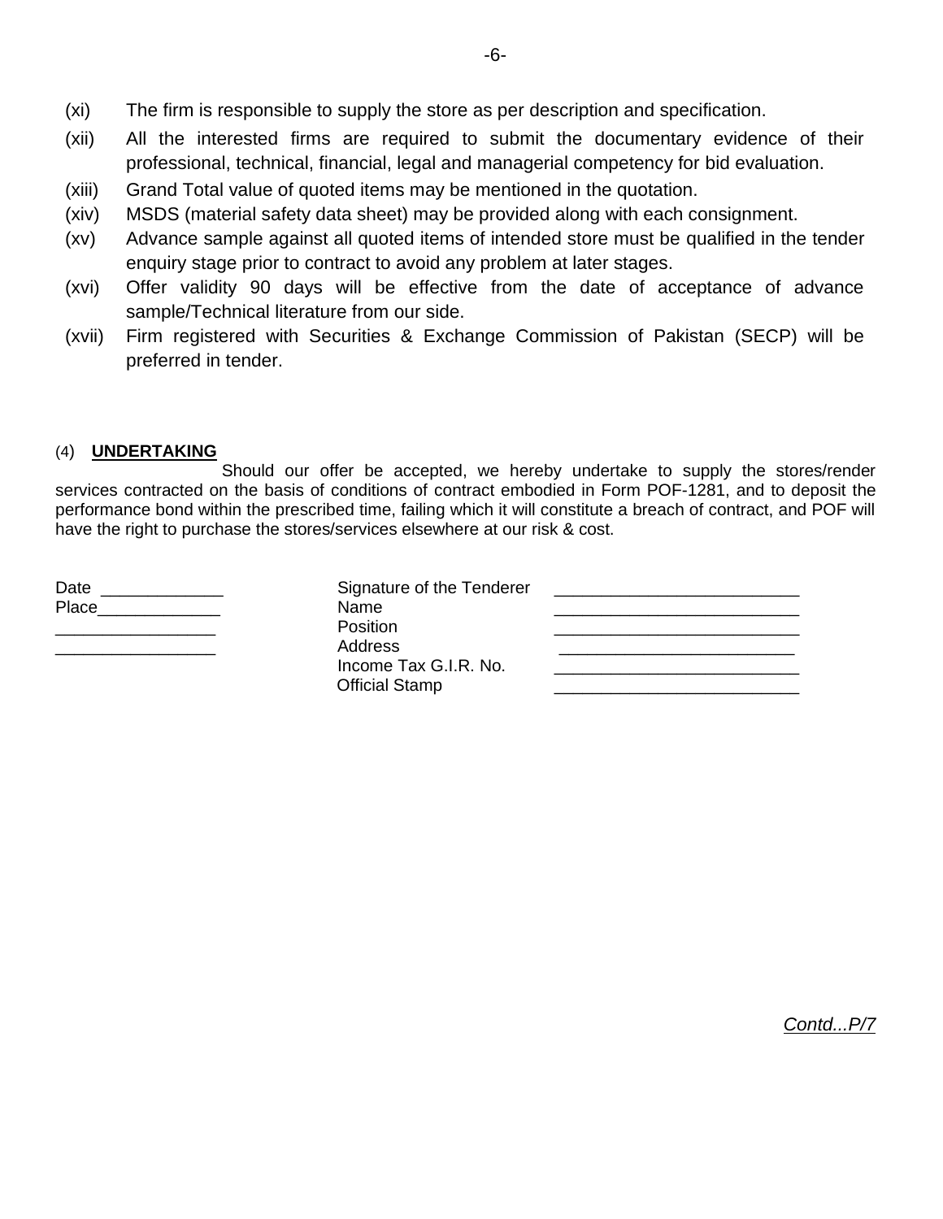(xi) The firm is responsible to supply the store as per description and specification.

(xii) All the interested firms are required to submit the documentary evidence of their professional, technical, financial, legal and managerial competency for bid evaluation.

(xiii) Grand Total value of quoted items may be mentioned in the quotation.

(xiv) MSDS (material safety data sheet) may be provided along with each consignment.

(xv) Advance sample against all quoted items of intended store must be qualified in the tender enquiry stage prior to contract to avoid any problem at later stages.

(xvi) Offer validity 90 days will be effective from the date of acceptance of advance sample/Technical literature from our side.

(xvii) Firm registered with Securities & Exchange Commission of Pakistan (SECP) will be preferred in tender.

(4) **UNDERTAKING**

Should our offer be accepted, we hereby undertake to supply the stores/render services contracted on the basis of conditions of contract embodied in Form POF-1281, and to deposit the performance bond within the prescribed time, failing which it will constitute a breach of contract, and POF will have the right to purchase the stores/services elsewhere at our risk & cost.

Date _____________
Place_____________
_________________
_________________

Signature of the Tenderer __________________________
Name __________________________
Position __________________________
Address __________________________
Income Tax G.I.R. No. __________________________
Official Stamp __________________________

*Contd...P/7*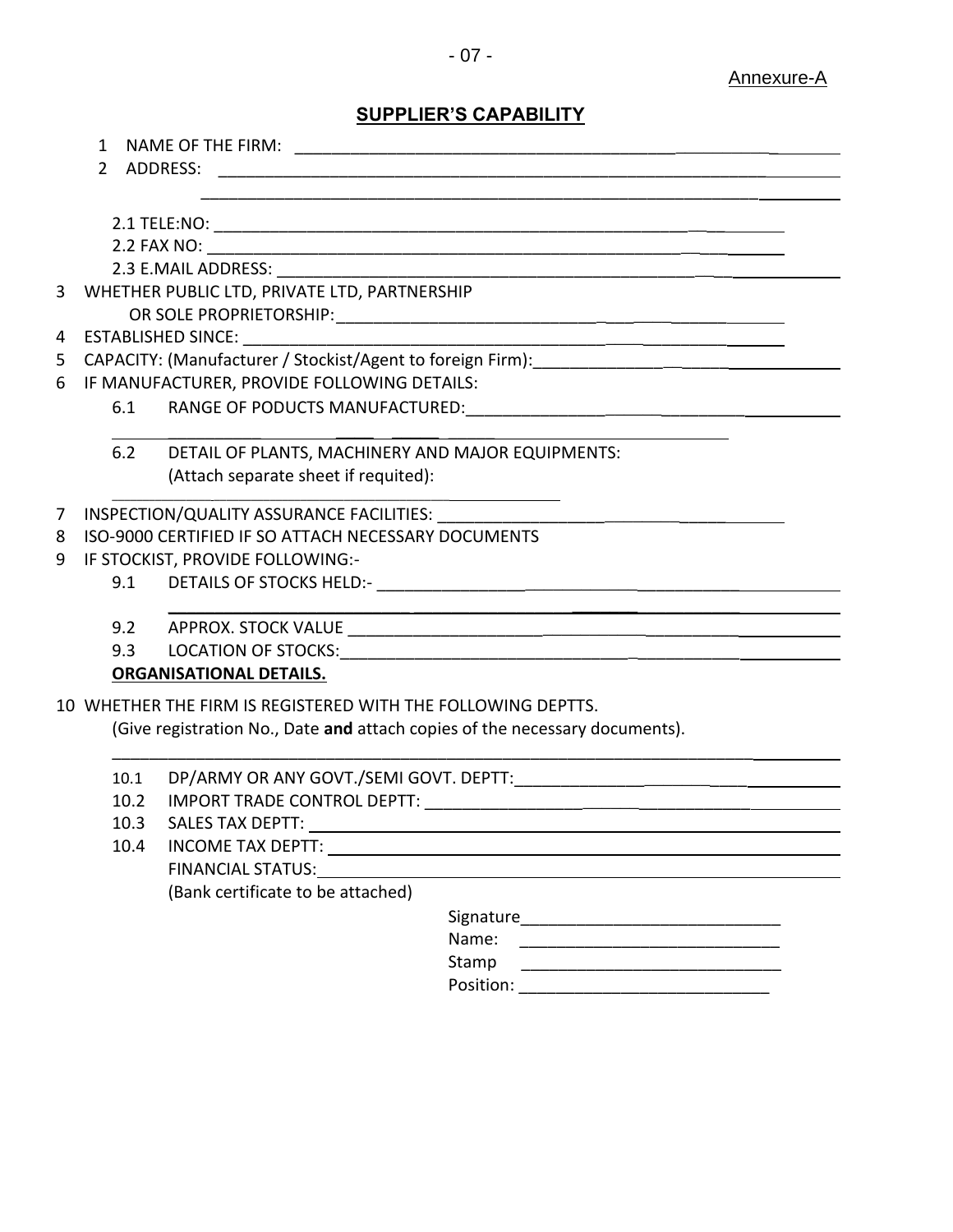Annexure-A

## SUPPLIER'S CAPABILITY

1 NAME OF THE FIRM: ______________________________

2 ADDRESS: ______________________________

______________________________

2.1 TELE:NO: ______________________________

2.2 FAX NO: ______________________________

2.3 E.MAIL ADDRESS: ______________________________

3 WHETHER PUBLIC LTD, PRIVATE LTD, PARTNERSHIP OR SOLE PROPRIETORSHIP: ______________________________

4 ESTABLISHED SINCE: ______________________________

5 CAPACITY: (Manufacturer / Stockist/Agent to foreign Firm): ______________________________

6 IF MANUFACTURER, PROVIDE FOLLOWING DETAILS:

6.1 RANGE OF PODUCTS MANUFACTURED: ______________________________

______________________________

6.2 DETAIL OF PLANTS, MACHINERY AND MAJOR EQUIPMENTS: (Attach separate sheet if requited):

______________________________

7 INSPECTION/QUALITY ASSURANCE FACILITIES: ______________________________

8 ISO-9000 CERTIFIED IF SO ATTACH NECESSARY DOCUMENTS

9 IF STOCKIST, PROVIDE FOLLOWING:-

9.1 DETAILS OF STOCKS HELD:- ______________________________

______________________________

9.2 APPROX. STOCK VALUE ______________________________

9.3 LOCATION OF STOCKS: ______________________________

**ORGANISATIONAL DETAILS.**

10 WHETHER THE FIRM IS REGISTERED WITH THE FOLLOWING DEPTTS.

(Give registration No., Date **and** attach copies of the necessary documents).

______________________________

10.1 DP/ARMY OR ANY GOVT./SEMI GOVT. DEPTT: ______________________________

10.2 IMPORT TRADE CONTROL DEPTT: ______________________________

10.3 SALES TAX DEPTT: ______________________________

10.4 INCOME TAX DEPTT: ______________________________

FINANCIAL STATUS: ______________________________

(Bank certificate to be attached)

Signature ______________________________

Name: ______________________________

Stamp ______________________________

Position: ______________________________